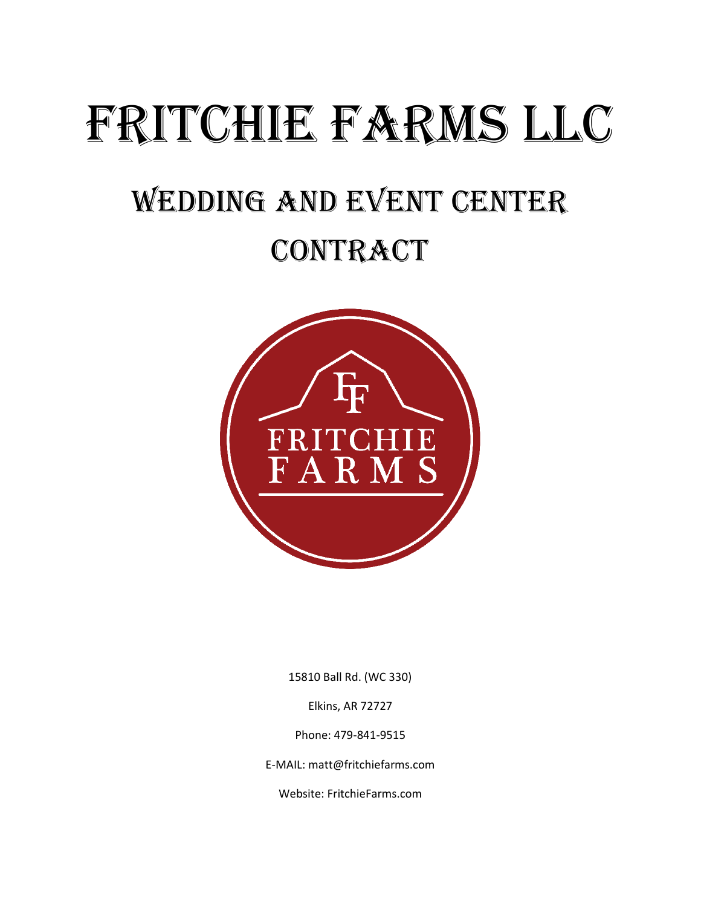# FRITCHIE FARMS LLC

## WEDDING AND EVENT CENTER CONTRACT

15810 Ball Rd. (WC 330)

Elkins, AR 72727

Phone: 479-841-9515

E-MAIL: matt@fritchiefarms.com

Website: FritchieFarms.com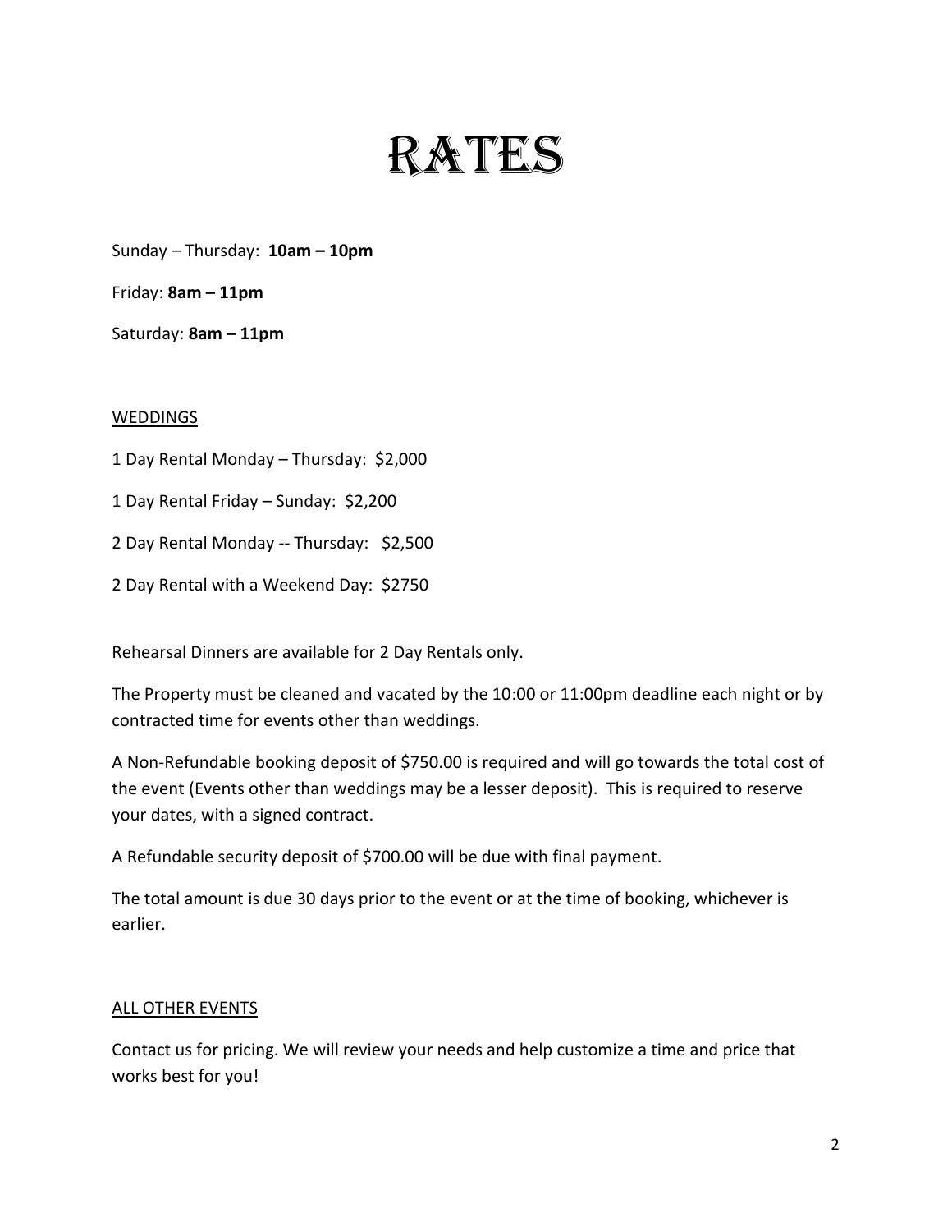# RATES

Sunday – Thursday: **10am – 10pm**

Friday: **8am – 11pm**

Saturday: **8am – 11pm**

WEDDINGS

1 Day Rental Monday – Thursday: $2,000

1 Day Rental Friday – Sunday: $2,200

2 Day Rental Monday -- Thursday: $2,500

2 Day Rental with a Weekend Day: $2750

Rehearsal Dinners are available for 2 Day Rentals only.

The Property must be cleaned and vacated by the 10:00 or 11:00pm deadline each night or by contracted time for events other than weddings.

A Non-Refundable booking deposit of $750.00 is required and will go towards the total cost of the event (Events other than weddings may be a lesser deposit). This is required to reserve your dates, with a signed contract.

A Refundable security deposit of $700.00 will be due with final payment.

The total amount is due 30 days prior to the event or at the time of booking, whichever is earlier.

ALL OTHER EVENTS

Contact us for pricing. We will review your needs and help customize a time and price that works best for you!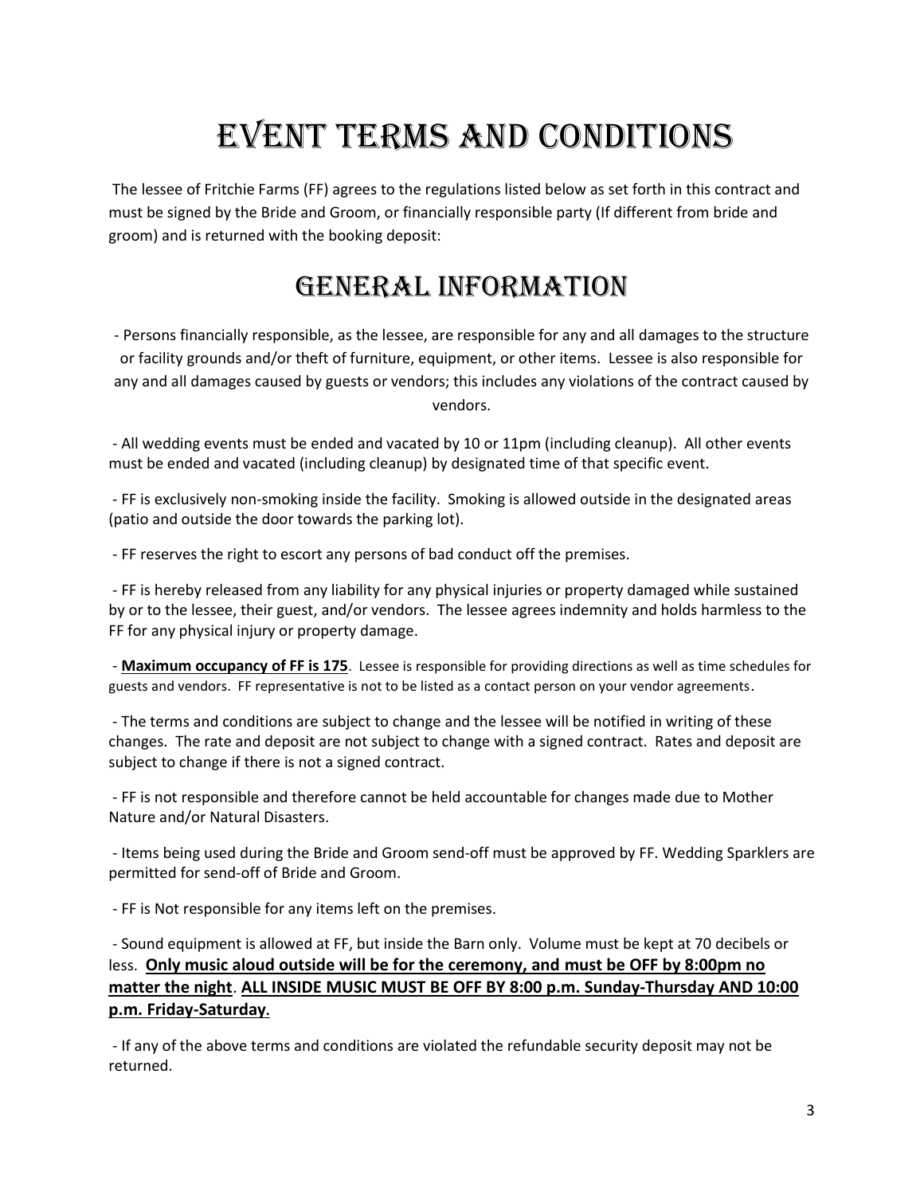# Event Terms and Conditions

The lessee of Fritchie Farms (FF) agrees to the regulations listed below as set forth in this contract and must be signed by the Bride and Groom, or financially responsible party (If different from bride and groom) and is returned with the booking deposit:

## General Information

- Persons financially responsible, as the lessee, are responsible for any and all damages to the structure or facility grounds and/or theft of furniture, equipment, or other items. Lessee is also responsible for any and all damages caused by guests or vendors; this includes any violations of the contract caused by vendors.

- All wedding events must be ended and vacated by 10 or 11pm (including cleanup). All other events must be ended and vacated (including cleanup) by designated time of that specific event.

- FF is exclusively non-smoking inside the facility. Smoking is allowed outside in the designated areas (patio and outside the door towards the parking lot).

- FF reserves the right to escort any persons of bad conduct off the premises.

- FF is hereby released from any liability for any physical injuries or property damaged while sustained by or to the lessee, their guest, and/or vendors. The lessee agrees indemnity and holds harmless to the FF for any physical injury or property damage.

- **<u>Maximum occupancy of FF is 175</u>**. Lessee is responsible for providing directions as well as time schedules for guests and vendors. FF representative is not to be listed as a contact person on your vendor agreements.

- The terms and conditions are subject to change and the lessee will be notified in writing of these changes. The rate and deposit are not subject to change with a signed contract. Rates and deposit are subject to change if there is not a signed contract.

- FF is not responsible and therefore cannot be held accountable for changes made due to Mother Nature and/or Natural Disasters.

- Items being used during the Bride and Groom send-off must be approved by FF. Wedding Sparklers are permitted for send-off of Bride and Groom.

- FF is Not responsible for any items left on the premises.

- Sound equipment is allowed at FF, but inside the Barn only. Volume must be kept at 70 decibels or less. **<u>Only music aloud outside will be for the ceremony, and must be OFF by 8:00pm no matter the night</u>**. **<u>ALL INSIDE MUSIC MUST BE OFF BY 8:00 p.m. Sunday-Thursday AND 10:00 p.m. Friday-Saturday</u>.**

- If any of the above terms and conditions are violated the refundable security deposit may not be returned.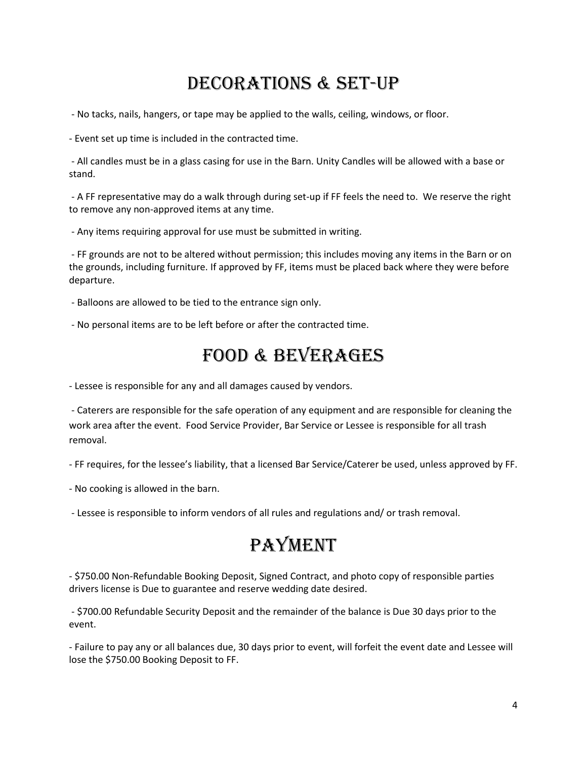# DECORATIONS & SET-UP

- No tacks, nails, hangers, or tape may be applied to the walls, ceiling, windows, or floor.

- Event set up time is included in the contracted time.

- All candles must be in a glass casing for use in the Barn. Unity Candles will be allowed with a base or stand.

- A FF representative may do a walk through during set-up if FF feels the need to. We reserve the right to remove any non-approved items at any time.

- Any items requiring approval for use must be submitted in writing.

- FF grounds are not to be altered without permission; this includes moving any items in the Barn or on the grounds, including furniture. If approved by FF, items must be placed back where they were before departure.

- Balloons are allowed to be tied to the entrance sign only.

- No personal items are to be left before or after the contracted time.

# FOOD & BEVERAGES

- Lessee is responsible for any and all damages caused by vendors.

- Caterers are responsible for the safe operation of any equipment and are responsible for cleaning the work area after the event. Food Service Provider, Bar Service or Lessee is responsible for all trash removal.

- FF requires, for the lessee's liability, that a licensed Bar Service/Caterer be used, unless approved by FF.

- No cooking is allowed in the barn.

- Lessee is responsible to inform vendors of all rules and regulations and/ or trash removal.

# PAYMENT

- $750.00 Non-Refundable Booking Deposit, Signed Contract, and photo copy of responsible parties drivers license is Due to guarantee and reserve wedding date desired.

- $700.00 Refundable Security Deposit and the remainder of the balance is Due 30 days prior to the event.

- Failure to pay any or all balances due, 30 days prior to event, will forfeit the event date and Lessee will lose the $750.00 Booking Deposit to FF.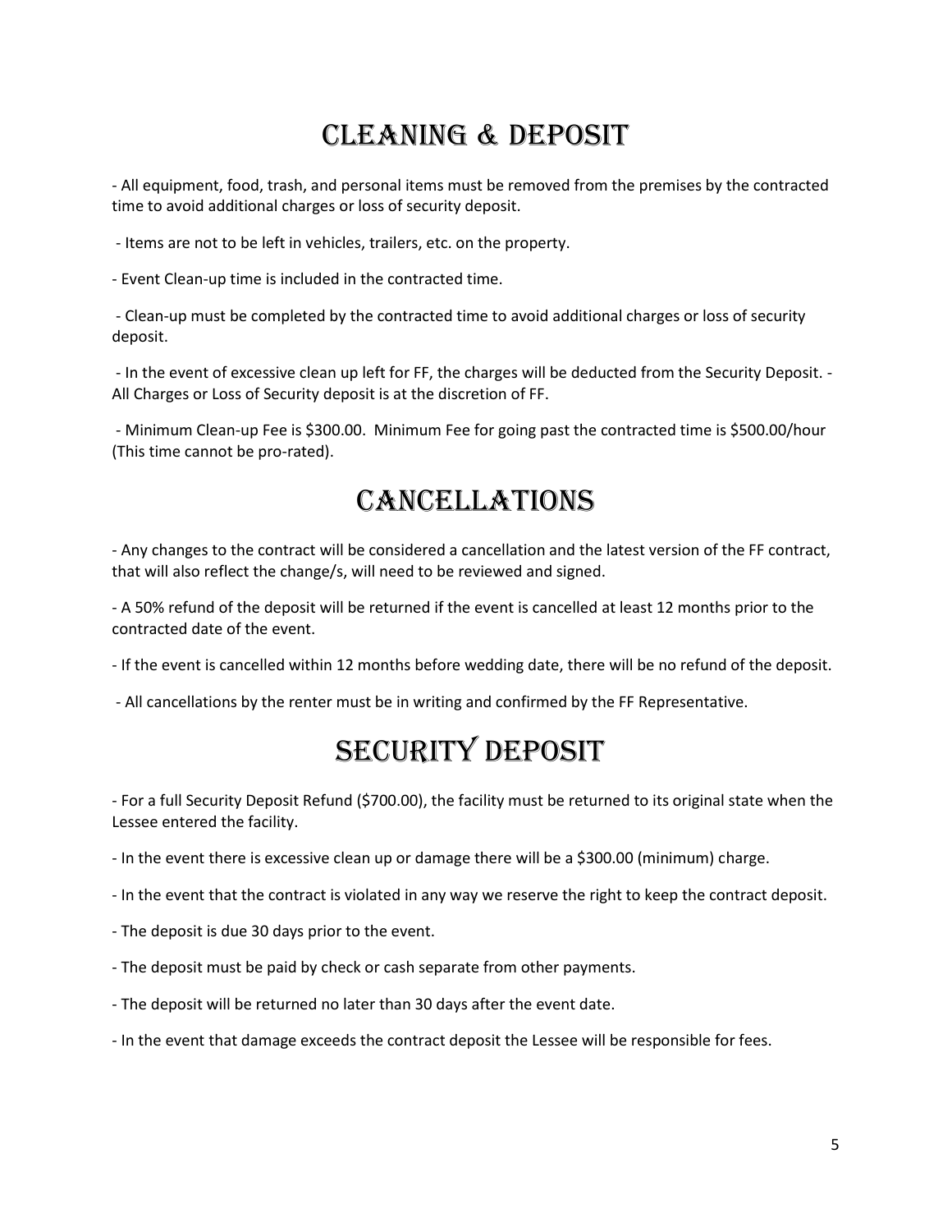# CLEANING & DEPOSIT

- All equipment, food, trash, and personal items must be removed from the premises by the contracted time to avoid additional charges or loss of security deposit.

- Items are not to be left in vehicles, trailers, etc. on the property.

- Event Clean-up time is included in the contracted time.

- Clean-up must be completed by the contracted time to avoid additional charges or loss of security deposit.

- In the event of excessive clean up left for FF, the charges will be deducted from the Security Deposit. - All Charges or Loss of Security deposit is at the discretion of FF.

- Minimum Clean-up Fee is $300.00. Minimum Fee for going past the contracted time is $500.00/hour (This time cannot be pro-rated).

# CANCELLATIONS

- Any changes to the contract will be considered a cancellation and the latest version of the FF contract, that will also reflect the change/s, will need to be reviewed and signed.

- A 50% refund of the deposit will be returned if the event is cancelled at least 12 months prior to the contracted date of the event.

- If the event is cancelled within 12 months before wedding date, there will be no refund of the deposit.

- All cancellations by the renter must be in writing and confirmed by the FF Representative.

# SECURITY DEPOSIT

- For a full Security Deposit Refund ($700.00), the facility must be returned to its original state when the Lessee entered the facility.

- In the event there is excessive clean up or damage there will be a $300.00 (minimum) charge.

- In the event that the contract is violated in any way we reserve the right to keep the contract deposit.

- The deposit is due 30 days prior to the event.

- The deposit must be paid by check or cash separate from other payments.

- The deposit will be returned no later than 30 days after the event date.

- In the event that damage exceeds the contract deposit the Lessee will be responsible for fees.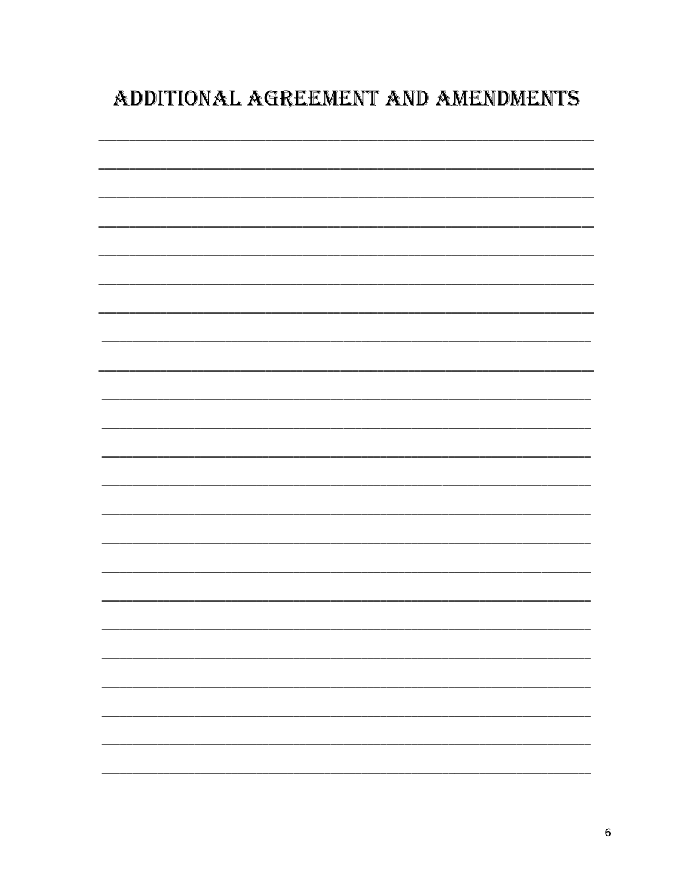# ADDITIONAL AGREEMENT AND AMENDMENTS

______________________________________________________________________

______________________________________________________________________

______________________________________________________________________

______________________________________________________________________

______________________________________________________________________

______________________________________________________________________

______________________________________________________________________

______________________________________________________________________

______________________________________________________________________

______________________________________________________________________

______________________________________________________________________

______________________________________________________________________

______________________________________________________________________

______________________________________________________________________

______________________________________________________________________

______________________________________________________________________

______________________________________________________________________

______________________________________________________________________

______________________________________________________________________

______________________________________________________________________

______________________________________________________________________

______________________________________________________________________

______________________________________________________________________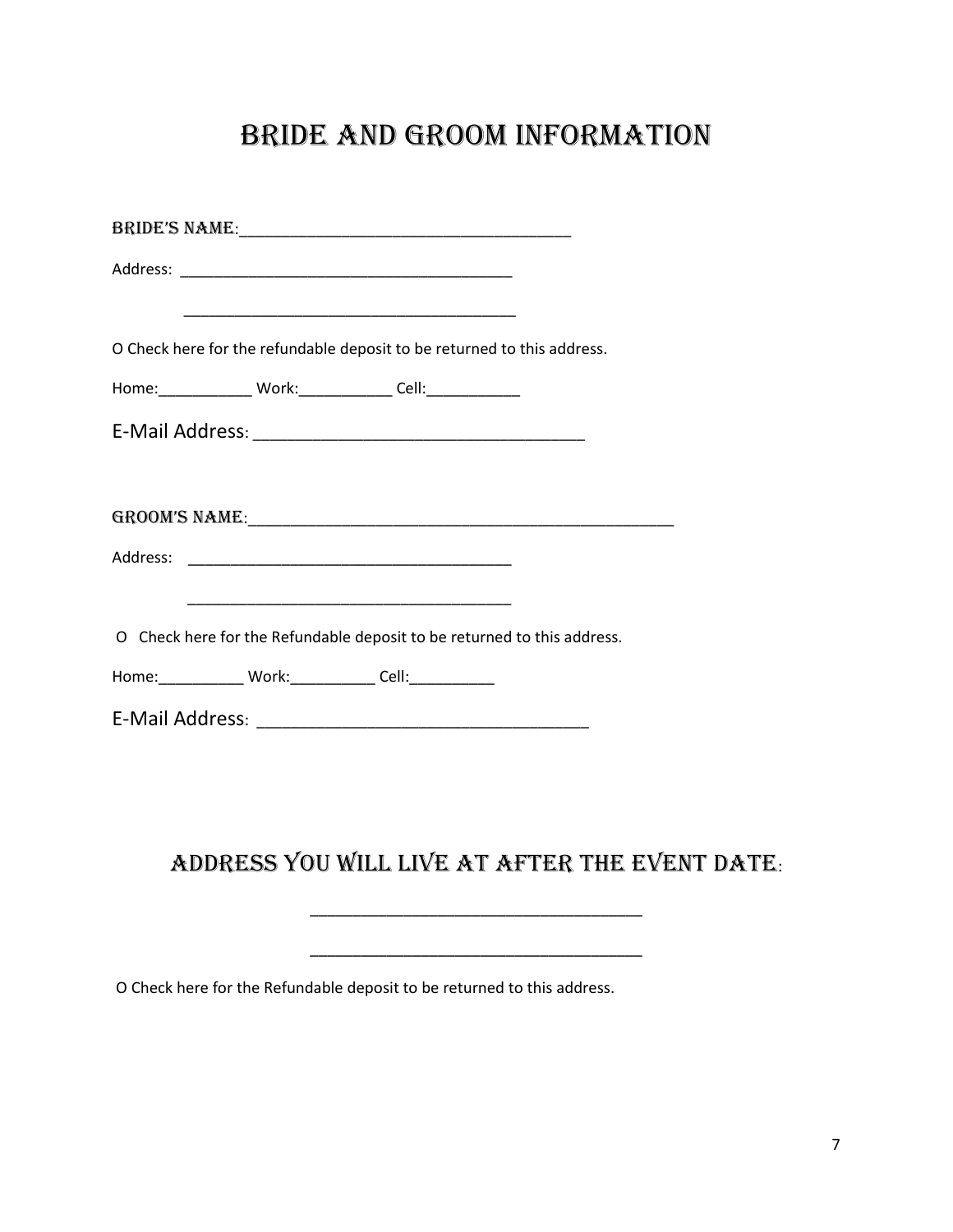# Bride and Groom Information

**Bride's Name:**_______________________________________

Address: ________________________________________

________________________________________

O Check here for the refundable deposit to be returned to this address.

Home:___________ Work:___________ Cell:___________

E-Mail Address: __________________________________

**Groom's Name:**__________________________________________________

Address: _______________________________________

_______________________________________

O Check here for the Refundable deposit to be returned to this address.

Home:__________ Work:__________ Cell:__________

E-Mail Address: __________________________________

## Address You Will Live at After the Event Date:

______________________________________

______________________________________

O Check here for the Refundable deposit to be returned to this address.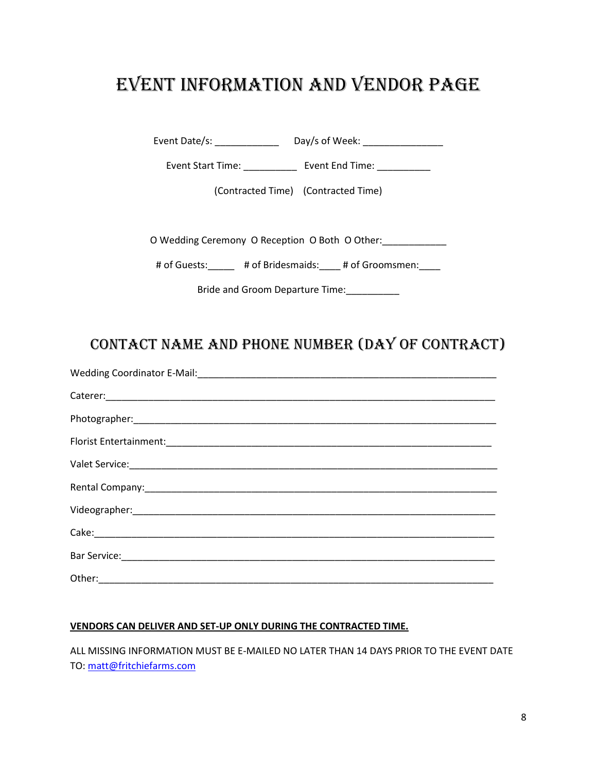# Event Information and Vendor Page

Event Date/s: ____________ Day/s of Week: _______________

Event Start Time: __________ Event End Time: __________

(Contracted Time) (Contracted Time)

O Wedding Ceremony O Reception O Both O Other:____________

# of Guests:_____ # of Bridesmaids:____ # of Groomsmen:____

Bride and Groom Departure Time:__________

## Contact Name and Phone Number (Day of Contract)

Wedding Coordinator E-Mail:___________________________________________________________

Caterer:__________________________________________________________________________

Photographer:_____________________________________________________________________

Florist Entertainment:______________________________________________________________

Valet Service:_____________________________________________________________________

Rental Company:___________________________________________________________________

Videographer:_____________________________________________________________________

Cake:____________________________________________________________________________

Bar Service:_______________________________________________________________________

Other:____________________________________________________________________________

**VENDORS CAN DELIVER AND SET-UP ONLY DURING THE CONTRACTED TIME.**

ALL MISSING INFORMATION MUST BE E-MAILED NO LATER THAN 14 DAYS PRIOR TO THE EVENT DATE TO: matt@fritchiefarms.com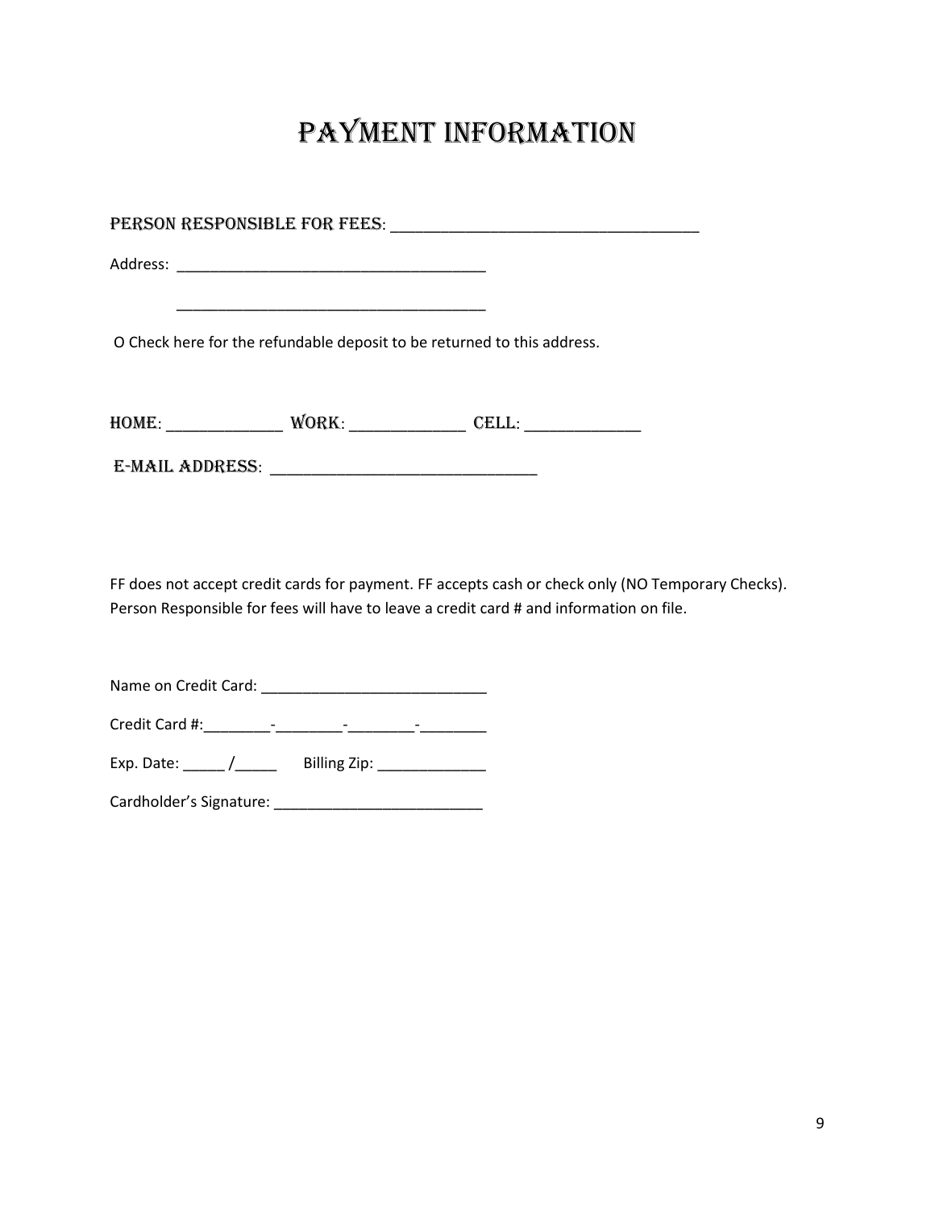# PAYMENT INFORMATION

PERSON RESPONSIBLE FOR FEES: ___________________________________

Address: ___________________________________

___________________________________

O Check here for the refundable deposit to be returned to this address.

HOME: _____________ WORK: _____________ CELL: _____________

E-MAIL ADDRESS: ______________________________

FF does not accept credit cards for payment. FF accepts cash or check only (NO Temporary Checks). Person Responsible for fees will have to leave a credit card # and information on file.

Name on Credit Card: ___________________________

Credit Card #:________-________-________-________

Exp. Date: _____ /_____ Billing Zip: _____________

Cardholder's Signature: _________________________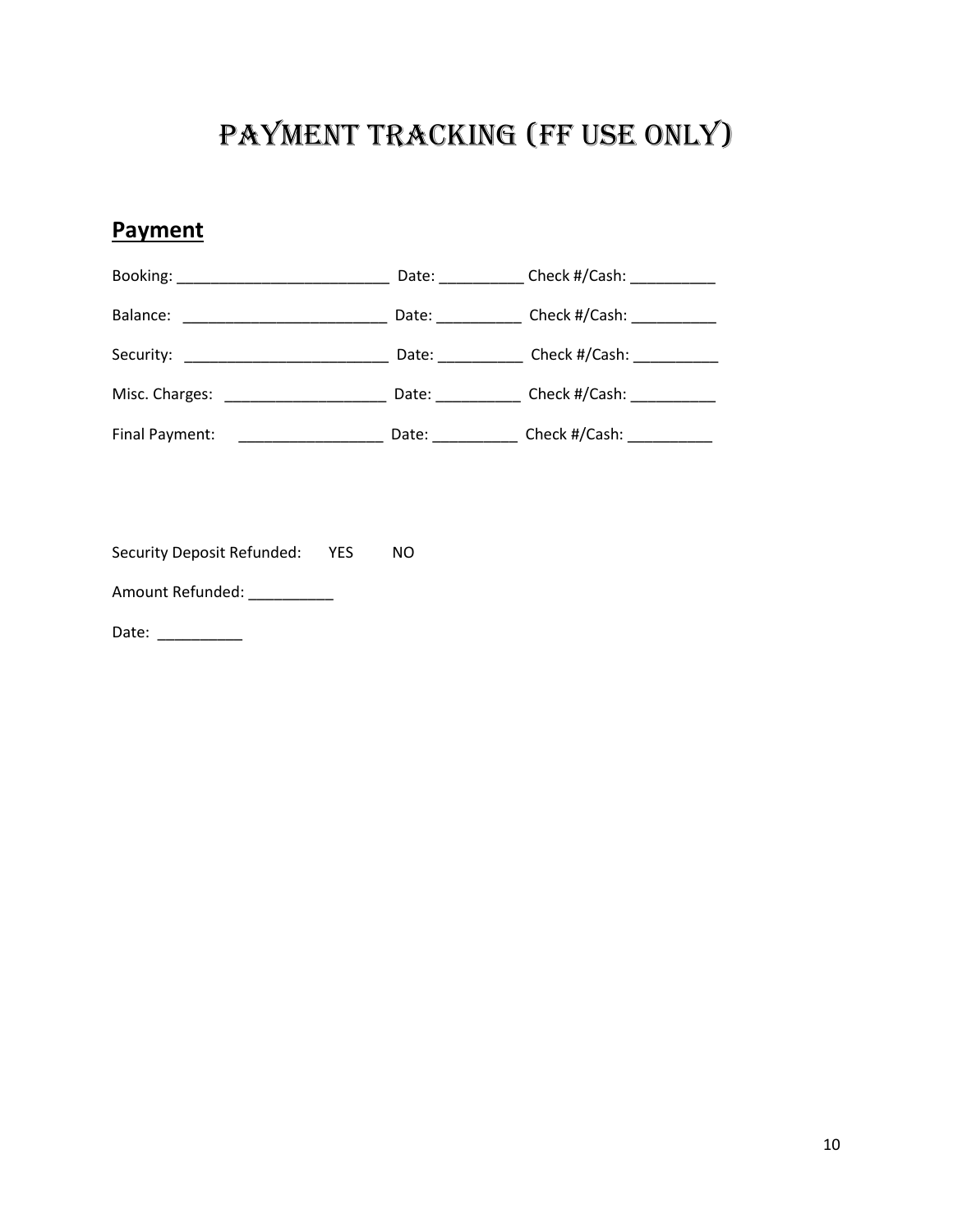# Payment Tracking (FF Use Only)

## Payment

Booking: _________________________ Date: __________ Check #/Cash: __________

Balance: ________________________ Date: __________ Check #/Cash: __________

Security: ________________________ Date: __________ Check #/Cash: __________

Misc. Charges: ___________________ Date: __________ Check #/Cash: __________

Final Payment: _________________ Date: __________ Check #/Cash: __________

Security Deposit Refunded: YES NO

Amount Refunded: __________

Date: __________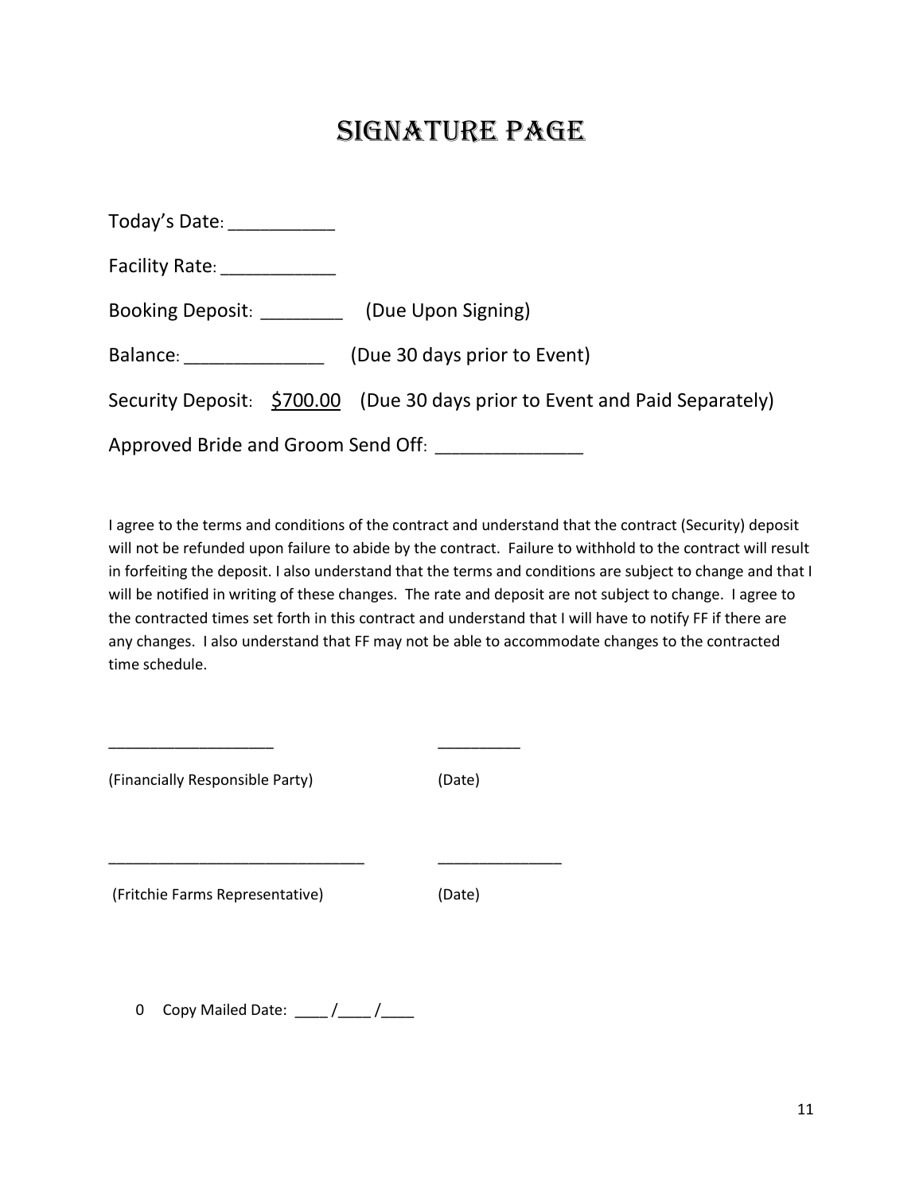# Signature Page

Today's Date: ___________

Facility Rate: ____________

Booking Deposit: ________ (Due Upon Signing)

Balance: ______________ (Due 30 days prior to Event)

Security Deposit: $700.00 (Due 30 days prior to Event and Paid Separately)

Approved Bride and Groom Send Off: ______________

I agree to the terms and conditions of the contract and understand that the contract (Security) deposit will not be refunded upon failure to abide by the contract. Failure to withhold to the contract will result in forfeiting the deposit. I also understand that the terms and conditions are subject to change and that I will be notified in writing of these changes. The rate and deposit are not subject to change. I agree to the contracted times set forth in this contract and understand that I will have to notify FF if there are any changes. I also understand that FF may not be able to accommodate changes to the contracted time schedule.

___________________ __________

(Financially Responsible Party) (Date)

______________________________ ______________

(Fritchie Farms Representative) (Date)

0 Copy Mailed Date: ____ /____ /____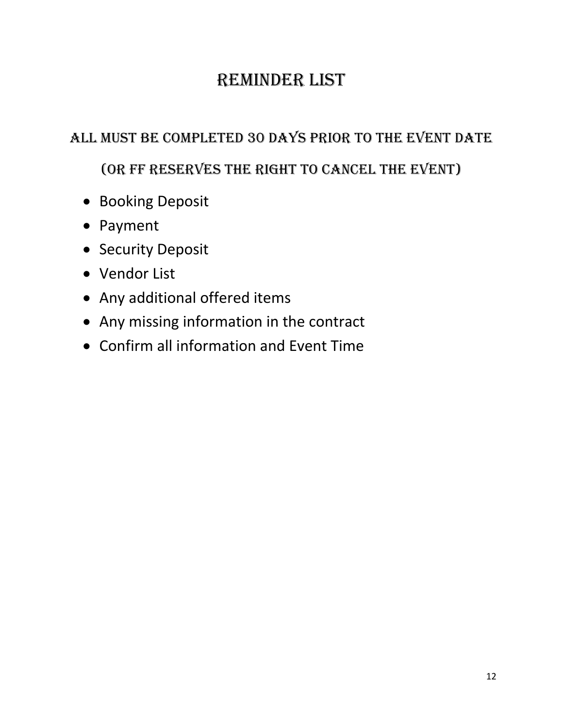# Reminder List

## All must be completed 30 days prior to the event date

## (or FF reserves the right to cancel the event)

- Booking Deposit
- Payment
- Security Deposit
- Vendor List
- Any additional offered items
- Any missing information in the contract
- Confirm all information and Event Time